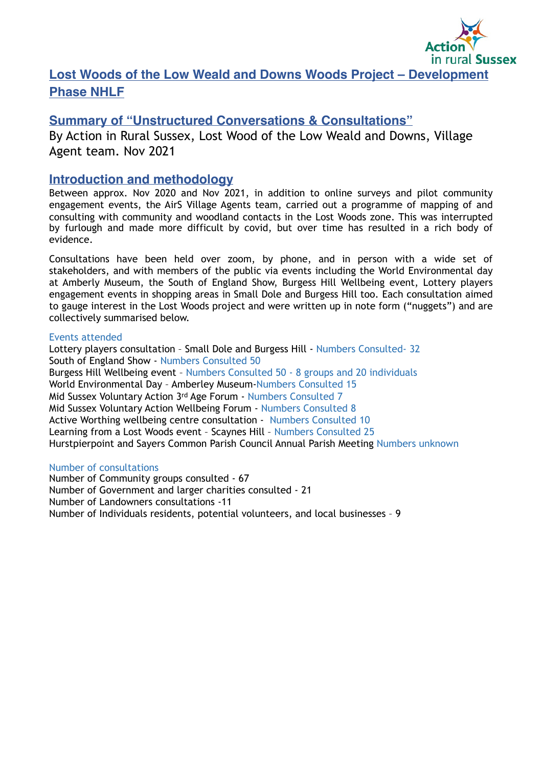# Lost Woods of the Low Weald and Downs Woods Project – Development Phase NHLF

## Summary of "Unstructured Conversations & Consultations"

By Action in Rural Sussex, Lost Wood of the Low Weald and Downs, Village Agent team. Nov 2021

## Introduction and methodology

Between approx. Nov 2020 and Nov 2021, in addition to online surveys and pilot community engagement events, the AirS Village Agents team, carried out a programme of mapping of and consulting with community and woodland contacts in the Lost Woods zone. This was interrupted by furlough and made more difficult by covid, but over time has resulted in a rich body of evidence.

Consultations have been held over zoom, by phone, and in person with a wide set of stakeholders, and with members of the public via events including the World Environmental day at Amberly Museum, the South of England Show, Burgess Hill Wellbeing event, Lottery players engagement events in shopping areas in Small Dole and Burgess Hill too. Each consultation aimed to gauge interest in the Lost Woods project and were written up in note form ("nuggets") and are collectively summarised below.

### Events attended

Lottery players consultation – Small Dole and Burgess Hill - Numbers Consulted- 32
South of England Show - Numbers Consulted 50
Burgess Hill Wellbeing event – Numbers Consulted 50 - 8 groups and 20 individuals
World Environmental Day – Amberley Museum-Numbers Consulted 15
Mid Sussex Voluntary Action 3rd Age Forum - Numbers Consulted 7
Mid Sussex Voluntary Action Wellbeing Forum - Numbers Consulted 8
Active Worthing wellbeing centre consultation - Numbers Consulted 10
Learning from a Lost Woods event – Scaynes Hill – Numbers Consulted 25
Hurstpierpoint and Sayers Common Parish Council Annual Parish Meeting Numbers unknown

### Number of consultations

Number of Community groups consulted - 67
Number of Government and larger charities consulted - 21
Number of Landowners consultations -11
Number of Individuals residents, potential volunteers, and local businesses – 9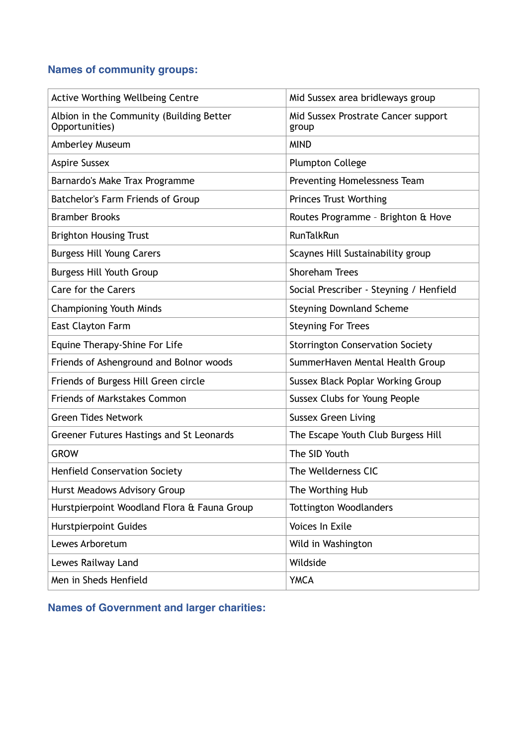## Names of community groups:

| | |
|---|---|
| Active Worthing Wellbeing Centre | Mid Sussex area bridleways group |
| Albion in the Community (Building Better Opportunities) | Mid Sussex Prostrate Cancer support group |
| Amberley Museum | MIND |
| Aspire Sussex | Plumpton College |
| Barnardo's Make Trax Programme | Preventing Homelessness Team |
| Batchelor's Farm Friends of Group | Princes Trust Worthing |
| Bramber Brooks | Routes Programme – Brighton & Hove |
| Brighton Housing Trust | RunTalkRun |
| Burgess Hill Young Carers | Scaynes Hill Sustainability group |
| Burgess Hill Youth Group | Shoreham Trees |
| Care for the Carers | Social Prescriber - Steyning / Henfield |
| Championing Youth Minds | Steyning Downland Scheme |
| East Clayton Farm | Steyning For Trees |
| Equine Therapy-Shine For Life | Storrington Conservation Society |
| Friends of Ashenground and Bolnor woods | SummerHaven Mental Health Group |
| Friends of Burgess Hill Green circle | Sussex Black Poplar Working Group |
| Friends of Markstakes Common | Sussex Clubs for Young People |
| Green Tides Network | Sussex Green Living |
| Greener Futures Hastings and St Leonards | The Escape Youth Club Burgess Hill |
| GROW | The SID Youth |
| Henfield Conservation Society | The Wellderness CIC |
| Hurst Meadows Advisory Group | The Worthing Hub |
| Hurstpierpoint Woodland Flora & Fauna Group | Tottington Woodlanders |
| Hurstpierpoint Guides | Voices In Exile |
| Lewes Arboretum | Wild in Washington |
| Lewes Railway Land | Wildside |
| Men in Sheds Henfield | YMCA |

## Names of Government and larger charities: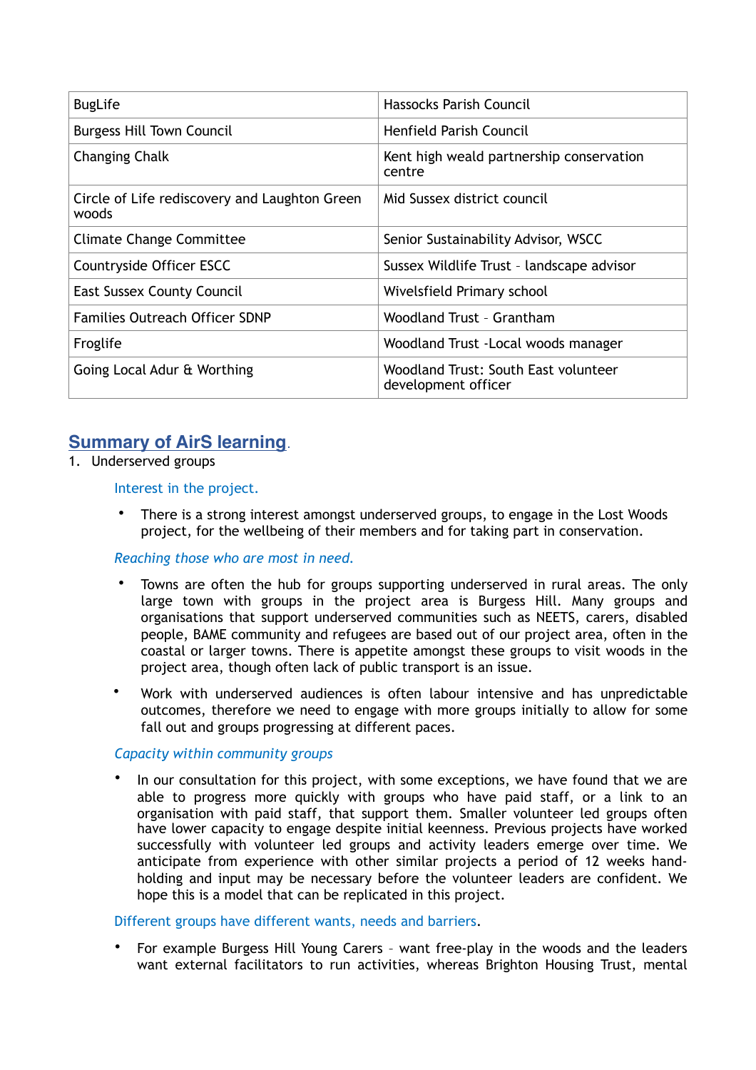| BugLife | Hassocks Parish Council |
|---|---|
| Burgess Hill Town Council | Henfield Parish Council |
| Changing Chalk | Kent high weald partnership conservation centre |
| Circle of Life rediscovery and Laughton Green woods | Mid Sussex district council |
| Climate Change Committee | Senior Sustainability Advisor, WSCC |
| Countryside Officer ESCC | Sussex Wildlife Trust – landscape advisor |
| East Sussex County Council | Wivelsfield Primary school |
| Families Outreach Officer SDNP | Woodland Trust – Grantham |
| Froglife | Woodland Trust -Local woods manager |
| Going Local Adur & Worthing | Woodland Trust: South East volunteer development officer |

## Summary of AirS learning.

1. Underserved groups

Interest in the project.

- There is a strong interest amongst underserved groups, to engage in the Lost Woods project, for the wellbeing of their members and for taking part in conservation.

*Reaching those who are most in need.*

- Towns are often the hub for groups supporting underserved in rural areas. The only large town with groups in the project area is Burgess Hill. Many groups and organisations that support underserved communities such as NEETS, carers, disabled people, BAME community and refugees are based out of our project area, often in the coastal or larger towns. There is appetite amongst these groups to visit woods in the project area, though often lack of public transport is an issue.
- Work with underserved audiences is often labour intensive and has unpredictable outcomes, therefore we need to engage with more groups initially to allow for some fall out and groups progressing at different paces.

*Capacity within community groups*

- In our consultation for this project, with some exceptions, we have found that we are able to progress more quickly with groups who have paid staff, or a link to an organisation with paid staff, that support them. Smaller volunteer led groups often have lower capacity to engage despite initial keenness. Previous projects have worked successfully with volunteer led groups and activity leaders emerge over time. We anticipate from experience with other similar projects a period of 12 weeks hand-holding and input may be necessary before the volunteer leaders are confident. We hope this is a model that can be replicated in this project.

Different groups have different wants, needs and barriers.

- For example Burgess Hill Young Carers – want free-play in the woods and the leaders want external facilitators to run activities, whereas Brighton Housing Trust, mental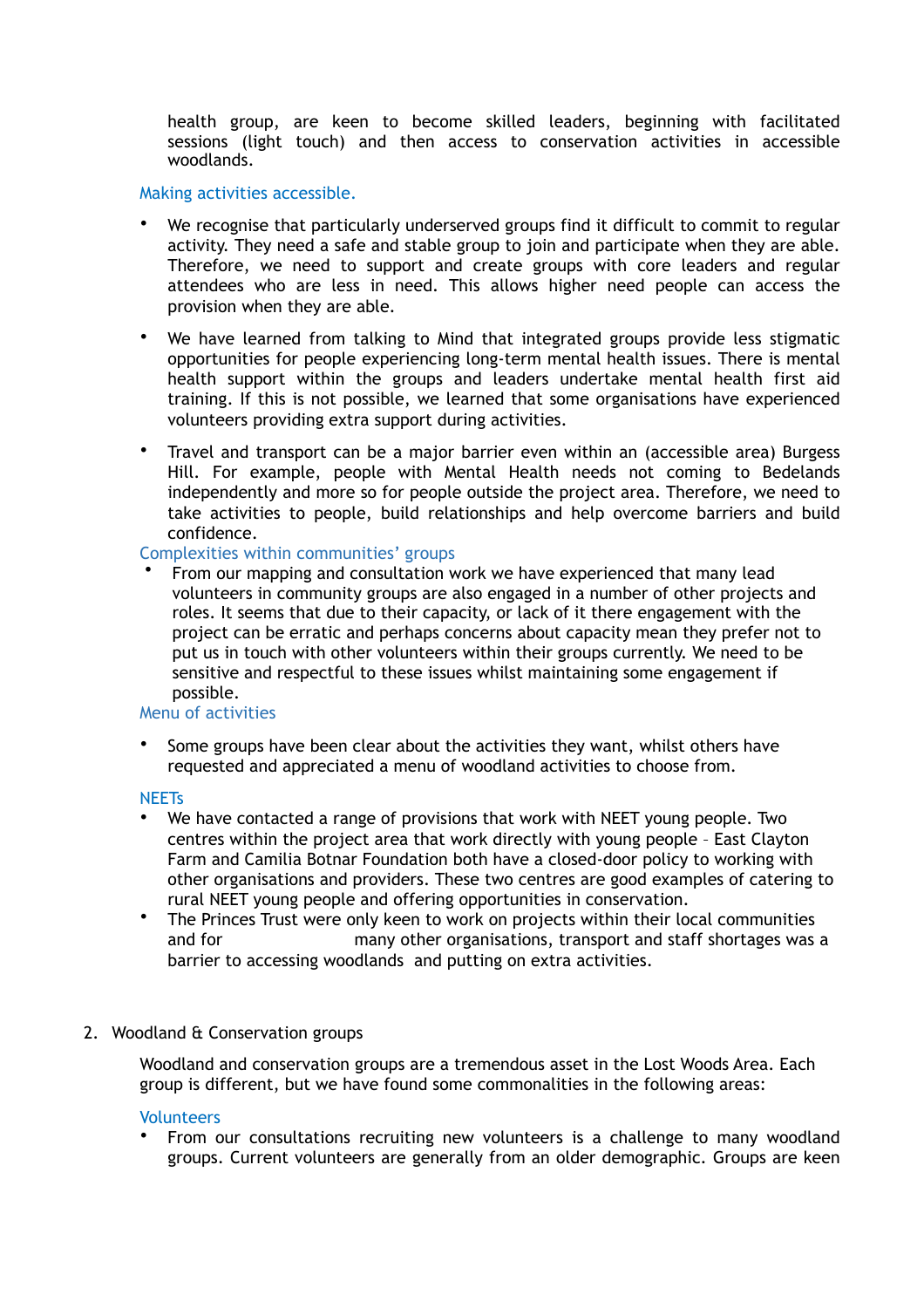health group, are keen to become skilled leaders, beginning with facilitated sessions (light touch) and then access to conservation activities in accessible woodlands.

### Making activities accessible.

- We recognise that particularly underserved groups find it difficult to commit to regular activity. They need a safe and stable group to join and participate when they are able. Therefore, we need to support and create groups with core leaders and regular attendees who are less in need. This allows higher need people can access the provision when they are able.
- We have learned from talking to Mind that integrated groups provide less stigmatic opportunities for people experiencing long-term mental health issues. There is mental health support within the groups and leaders undertake mental health first aid training. If this is not possible, we learned that some organisations have experienced volunteers providing extra support during activities.
- Travel and transport can be a major barrier even within an (accessible area) Burgess Hill. For example, people with Mental Health needs not coming to Bedelands independently and more so for people outside the project area. Therefore, we need to take activities to people, build relationships and help overcome barriers and build confidence.

### Complexities within communities' groups

- From our mapping and consultation work we have experienced that many lead volunteers in community groups are also engaged in a number of other projects and roles. It seems that due to their capacity, or lack of it there engagement with the project can be erratic and perhaps concerns about capacity mean they prefer not to put us in touch with other volunteers within their groups currently. We need to be sensitive and respectful to these issues whilst maintaining some engagement if possible.

### Menu of activities

- Some groups have been clear about the activities they want, whilst others have requested and appreciated a menu of woodland activities to choose from.

### NEETs

- We have contacted a range of provisions that work with NEET young people. Two centres within the project area that work directly with young people – East Clayton Farm and Camilia Botnar Foundation both have a closed-door policy to working with other organisations and providers. These two centres are good examples of catering to rural NEET young people and offering opportunities in conservation.
- The Princes Trust were only keen to work on projects within their local communities and for many other organisations, transport and staff shortages was a barrier to accessing woodlands and putting on extra activities.

## 2. Woodland & Conservation groups

Woodland and conservation groups are a tremendous asset in the Lost Woods Area. Each group is different, but we have found some commonalities in the following areas:

### Volunteers

- From our consultations recruiting new volunteers is a challenge to many woodland groups. Current volunteers are generally from an older demographic. Groups are keen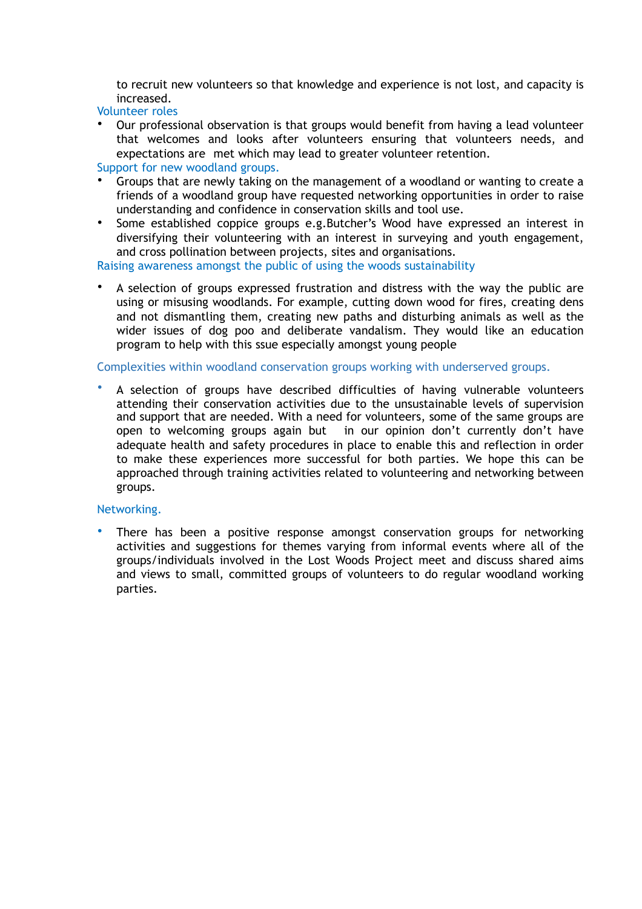to recruit new volunteers so that knowledge and experience is not lost, and capacity is increased.

### Volunteer roles

- Our professional observation is that groups would benefit from having a lead volunteer that welcomes and looks after volunteers ensuring that volunteers needs, and expectations are met which may lead to greater volunteer retention.

### Support for new woodland groups.

- Groups that are newly taking on the management of a woodland or wanting to create a friends of a woodland group have requested networking opportunities in order to raise understanding and confidence in conservation skills and tool use.
- Some established coppice groups e.g.Butcher's Wood have expressed an interest in diversifying their volunteering with an interest in surveying and youth engagement, and cross pollination between projects, sites and organisations.

### Raising awareness amongst the public of using the woods sustainability

- A selection of groups expressed frustration and distress with the way the public are using or misusing woodlands. For example, cutting down wood for fires, creating dens and not dismantling them, creating new paths and disturbing animals as well as the wider issues of dog poo and deliberate vandalism. They would like an education program to help with this ssue especially amongst young people

### Complexities within woodland conservation groups working with underserved groups.

- A selection of groups have described difficulties of having vulnerable volunteers attending their conservation activities due to the unsustainable levels of supervision and support that are needed. With a need for volunteers, some of the same groups are open to welcoming groups again but in our opinion don't currently don't have adequate health and safety procedures in place to enable this and reflection in order to make these experiences more successful for both parties. We hope this can be approached through training activities related to volunteering and networking between groups.

### Networking.

- There has been a positive response amongst conservation groups for networking activities and suggestions for themes varying from informal events where all of the groups/individuals involved in the Lost Woods Project meet and discuss shared aims and views to small, committed groups of volunteers to do regular woodland working parties.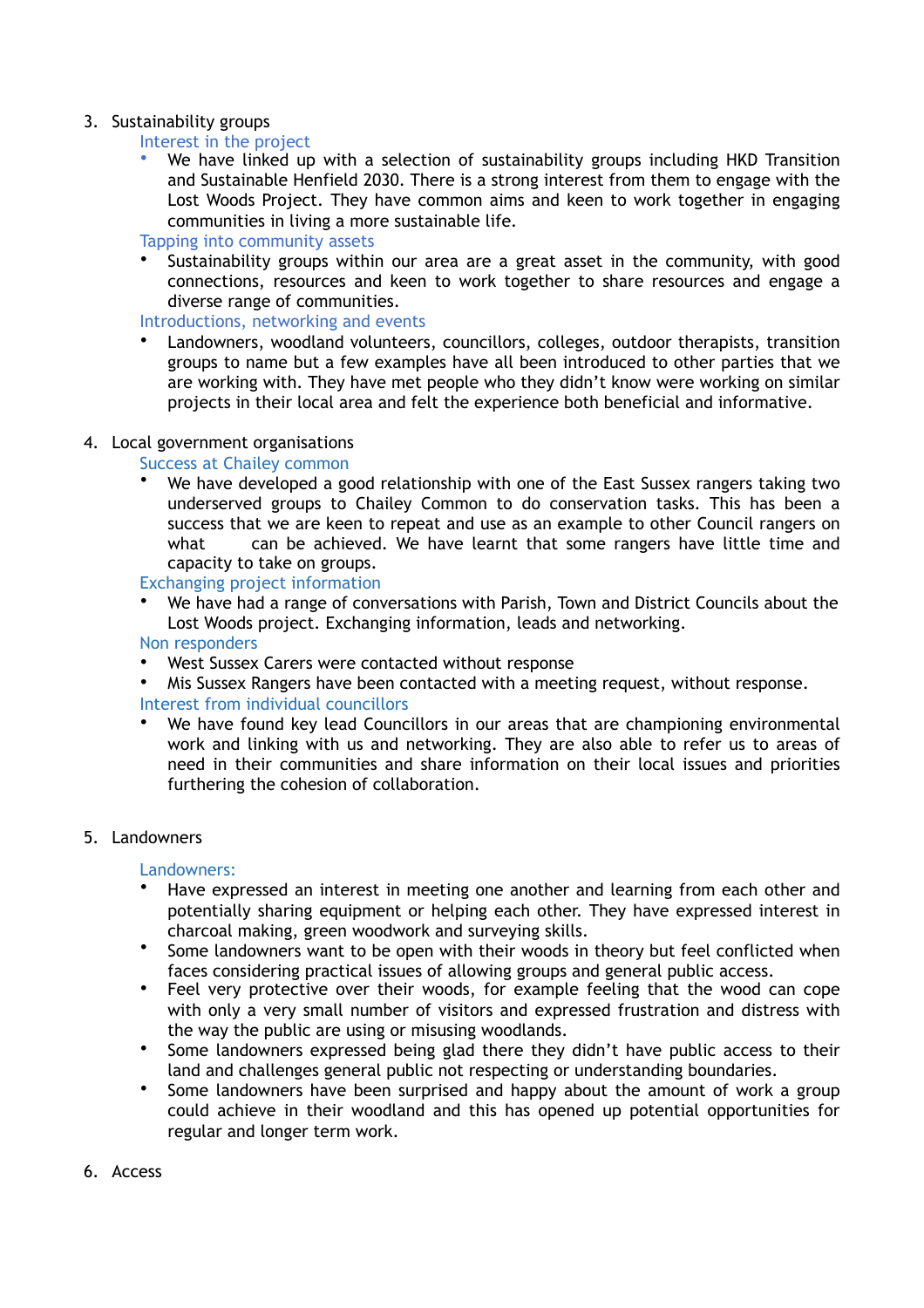3. Sustainability groups

   Interest in the project

   - We have linked up with a selection of sustainability groups including HKD Transition and Sustainable Henfield 2030. There is a strong interest from them to engage with the Lost Woods Project. They have common aims and keen to work together in engaging communities in living a more sustainable life.

   Tapping into community assets

   - Sustainability groups within our area are a great asset in the community, with good connections, resources and keen to work together to share resources and engage a diverse range of communities.

   Introductions, networking and events

   - Landowners, woodland volunteers, councillors, colleges, outdoor therapists, transition groups to name but a few examples have all been introduced to other parties that we are working with. They have met people who they didn't know were working on similar projects in their local area and felt the experience both beneficial and informative.

4. Local government organisations

   Success at Chailey common

   - We have developed a good relationship with one of the East Sussex rangers taking two underserved groups to Chailey Common to do conservation tasks. This has been a success that we are keen to repeat and use as an example to other Council rangers on what can be achieved. We have learnt that some rangers have little time and capacity to take on groups.

   Exchanging project information

   - We have had a range of conversations with Parish, Town and District Councils about the Lost Woods project. Exchanging information, leads and networking.

   Non responders

   - West Sussex Carers were contacted without response
   - Mis Sussex Rangers have been contacted with a meeting request, without response.

   Interest from individual councillors

   - We have found key lead Councillors in our areas that are championing environmental work and linking with us and networking. They are also able to refer us to areas of need in their communities and share information on their local issues and priorities furthering the cohesion of collaboration.

5. Landowners

   Landowners:

   - Have expressed an interest in meeting one another and learning from each other and potentially sharing equipment or helping each other. They have expressed interest in charcoal making, green woodwork and surveying skills.
   - Some landowners want to be open with their woods in theory but feel conflicted when faces considering practical issues of allowing groups and general public access.
   - Feel very protective over their woods, for example feeling that the wood can cope with only a very small number of visitors and expressed frustration and distress with the way the public are using or misusing woodlands.
   - Some landowners expressed being glad there they didn't have public access to their land and challenges general public not respecting or understanding boundaries.
   - Some landowners have been surprised and happy about the amount of work a group could achieve in their woodland and this has opened up potential opportunities for regular and longer term work.

6. Access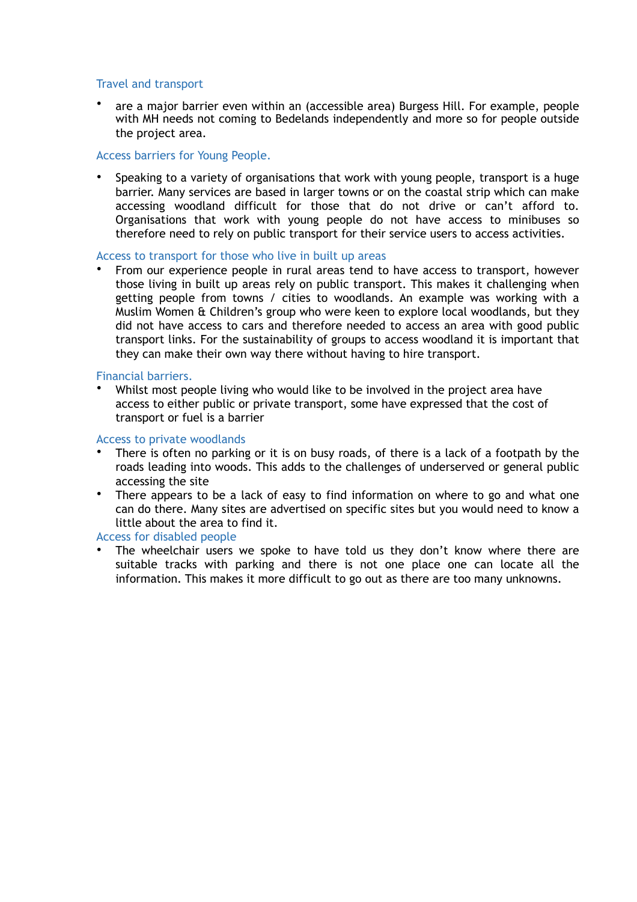### Travel and transport

- are a major barrier even within an (accessible area) Burgess Hill. For example, people with MH needs not coming to Bedelands independently and more so for people outside the project area.

### Access barriers for Young People.

- Speaking to a variety of organisations that work with young people, transport is a huge barrier. Many services are based in larger towns or on the coastal strip which can make accessing woodland difficult for those that do not drive or can't afford to. Organisations that work with young people do not have access to minibuses so therefore need to rely on public transport for their service users to access activities.

### Access to transport for those who live in built up areas

- From our experience people in rural areas tend to have access to transport, however those living in built up areas rely on public transport. This makes it challenging when getting people from towns / cities to woodlands. An example was working with a Muslim Women & Children's group who were keen to explore local woodlands, but they did not have access to cars and therefore needed to access an area with good public transport links. For the sustainability of groups to access woodland it is important that they can make their own way there without having to hire transport.

### Financial barriers.

- Whilst most people living who would like to be involved in the project area have access to either public or private transport, some have expressed that the cost of transport or fuel is a barrier

### Access to private woodlands

- There is often no parking or it is on busy roads, of there is a lack of a footpath by the roads leading into woods. This adds to the challenges of underserved or general public accessing the site
- There appears to be a lack of easy to find information on where to go and what one can do there. Many sites are advertised on specific sites but you would need to know a little about the area to find it.

### Access for disabled people

- The wheelchair users we spoke to have told us they don't know where there are suitable tracks with parking and there is not one place one can locate all the information. This makes it more difficult to go out as there are too many unknowns.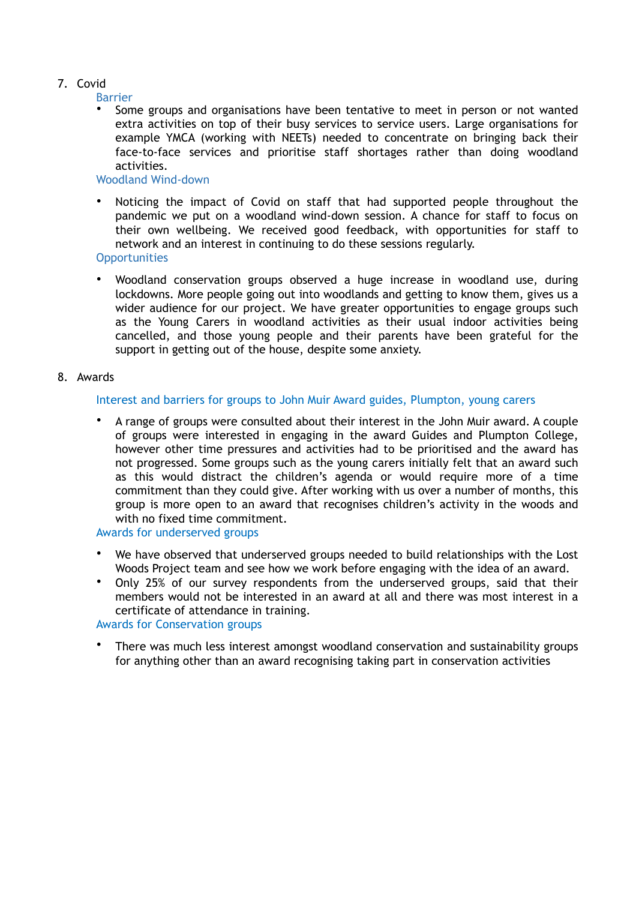7. Covid

### Barrier

- Some groups and organisations have been tentative to meet in person or not wanted extra activities on top of their busy services to service users. Large organisations for example YMCA (working with NEETs) needed to concentrate on bringing back their face-to-face services and prioritise staff shortages rather than doing woodland activities.

### Woodland Wind-down

- Noticing the impact of Covid on staff that had supported people throughout the pandemic we put on a woodland wind-down session. A chance for staff to focus on their own wellbeing. We received good feedback, with opportunities for staff to network and an interest in continuing to do these sessions regularly.

### Opportunities

- Woodland conservation groups observed a huge increase in woodland use, during lockdowns. More people going out into woodlands and getting to know them, gives us a wider audience for our project. We have greater opportunities to engage groups such as the Young Carers in woodland activities as their usual indoor activities being cancelled, and those young people and their parents have been grateful for the support in getting out of the house, despite some anxiety.

8. Awards

### Interest and barriers for groups to John Muir Award guides, Plumpton, young carers

- A range of groups were consulted about their interest in the John Muir award. A couple of groups were interested in engaging in the award Guides and Plumpton College, however other time pressures and activities had to be prioritised and the award has not progressed. Some groups such as the young carers initially felt that an award such as this would distract the children's agenda or would require more of a time commitment than they could give. After working with us over a number of months, this group is more open to an award that recognises children's activity in the woods and with no fixed time commitment.

### Awards for underserved groups

- We have observed that underserved groups needed to build relationships with the Lost Woods Project team and see how we work before engaging with the idea of an award.
- Only 25% of our survey respondents from the underserved groups, said that their members would not be interested in an award at all and there was most interest in a certificate of attendance in training.

### Awards for Conservation groups

- There was much less interest amongst woodland conservation and sustainability groups for anything other than an award recognising taking part in conservation activities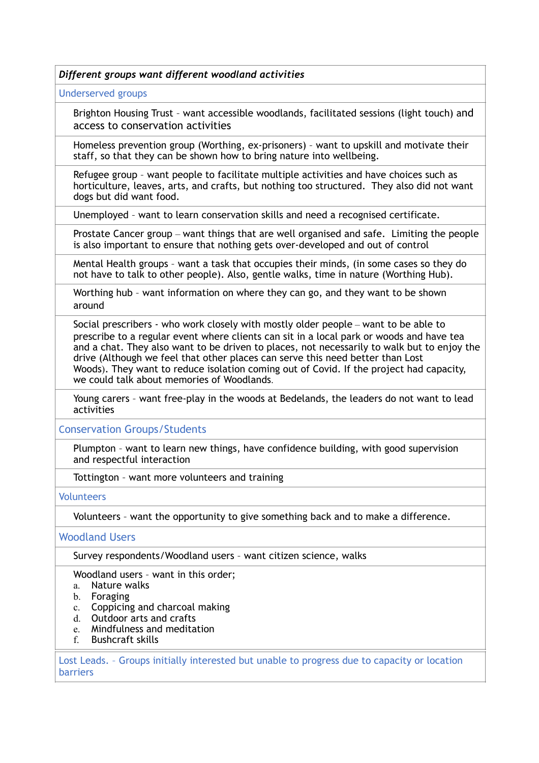| *Different groups want different woodland activities* |
|---|
| Underserved groups |
| Brighton Housing Trust – want accessible woodlands, facilitated sessions (light touch) and access to conservation activities |
| Homeless prevention group (Worthing, ex-prisoners) – want to upskill and motivate their staff, so that they can be shown how to bring nature into wellbeing. |
| Refugee group – want people to facilitate multiple activities and have choices such as horticulture, leaves, arts, and crafts, but nothing too structured. They also did not want dogs but did want food. |
| Unemployed – want to learn conservation skills and need a recognised certificate. |
| Prostate Cancer group – want things that are well organised and safe. Limiting the people is also important to ensure that nothing gets over-developed and out of control |
| Mental Health groups – want a task that occupies their minds, (in some cases so they do not have to talk to other people). Also, gentle walks, time in nature (Worthing Hub). |
| Worthing hub – want information on where they can go, and they want to be shown around |
| Social prescribers - who work closely with mostly older people – want to be able to prescribe to a regular event where clients can sit in a local park or woods and have tea and a chat. They also want to be driven to places, not necessarily to walk but to enjoy the drive (Although we feel that other places can serve this need better than Lost Woods). They want to reduce isolation coming out of Covid. If the project had capacity, we could talk about memories of Woodlands. |
| Young carers – want free-play in the woods at Bedelands, the leaders do not want to lead activities |
| Conservation Groups/Students |
| Plumpton – want to learn new things, have confidence building, with good supervision and respectful interaction |
| Tottington – want more volunteers and training |
| Volunteers |
| Volunteers – want the opportunity to give something back and to make a difference. |
| Woodland Users |
| Survey respondents/Woodland users – want citizen science, walks |
| Woodland users – want in this order;<br>a. Nature walks<br>b. Foraging<br>c. Coppicing and charcoal making<br>d. Outdoor arts and crafts<br>e. Mindfulness and meditation<br>f. Bushcraft skills |
| Lost Leads. – Groups initially interested but unable to progress due to capacity or location barriers |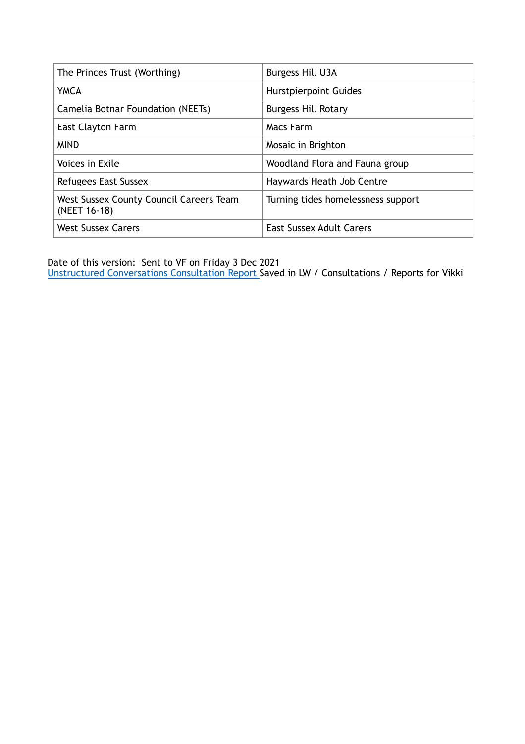| | |
|---|---|
| The Princes Trust (Worthing) | Burgess Hill U3A |
| YMCA | Hurstpierpoint Guides |
| Camelia Botnar Foundation (NEETs) | Burgess Hill Rotary |
| East Clayton Farm | Macs Farm |
| MIND | Mosaic in Brighton |
| Voices in Exile | Woodland Flora and Fauna group |
| Refugees East Sussex | Haywards Heath Job Centre |
| West Sussex County Council Careers Team (NEET 16-18) | Turning tides homelessness support |
| West Sussex Carers | East Sussex Adult Carers |

Date of this version: Sent to VF on Friday 3 Dec 2021
Unstructured Conversations Consultation Report Saved in LW / Consultations / Reports for Vikki